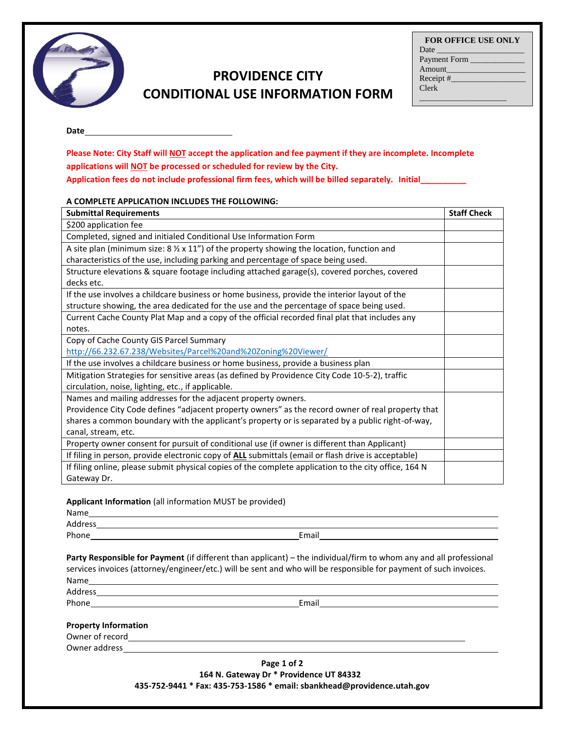# PROVIDENCE CITY
# CONDITIONAL USE INFORMATION FORM

**FOR OFFICE USE ONLY**
Date ____________________
Payment Form _____________
Amount___________________
Receipt #_________________
Clerk
____________________

**Date**______________________________

**Please Note: City Staff will NOT accept the application and fee payment if they are incomplete. Incomplete applications will NOT be processed or scheduled for review by the City.**
**Application fees do not include professional firm fees, which will be billed separately. Initial__________**

**A COMPLETE APPLICATION INCLUDES THE FOLLOWING:**

| Submittal Requirements | Staff Check |
|---|---|
| $200 application fee | |
| Completed, signed and initialed Conditional Use Information Form | |
| A site plan (minimum size: 8 ½ x 11") of the property showing the location, function and characteristics of the use, including parking and percentage of space being used. | |
| Structure elevations & square footage including attached garage(s), covered porches, covered decks etc. | |
| If the use involves a childcare business or home business, provide the interior layout of the structure showing, the area dedicated for the use and the percentage of space being used. | |
| Current Cache County Plat Map and a copy of the official recorded final plat that includes any notes. | |
| Copy of Cache County GIS Parcel Summary http://66.232.67.238/Websites/Parcel%20and%20Zoning%20Viewer/ | |
| If the use involves a childcare business or home business, provide a business plan | |
| Mitigation Strategies for sensitive areas (as defined by Providence City Code 10-5-2), traffic circulation, noise, lighting, etc., if applicable. | |
| Names and mailing addresses for the adjacent property owners. Providence City Code defines "adjacent property owners" as the record owner of real property that shares a common boundary with the applicant's property or is separated by a public right-of-way, canal, stream, etc. | |
| Property owner consent for pursuit of conditional use (if owner is different than Applicant) | |
| If filing in person, provide electronic copy of **ALL** submittals (email or flash drive is acceptable) | |
| If filing online, please submit physical copies of the complete application to the city office, 164 N Gateway Dr. | |

**Applicant Information** (all information MUST be provided)

Name______________________________________________
Address____________________________________________
Phone______________________ Email______________________

**Party Responsible for Payment** (if different than applicant) – the individual/firm to whom any and all professional services invoices (attorney/engineer/etc.) will be sent and who will be responsible for payment of such invoices.

Name______________________________________________
Address____________________________________________
Phone______________________ Email______________________

**Property Information**

Owner of record______________________________________
Owner address_______________________________________

**164 N. Gateway Dr * Providence UT 84332**
**435-752-9441 * Fax: 435-753-1586 * email: sbankhead@providence.utah.gov**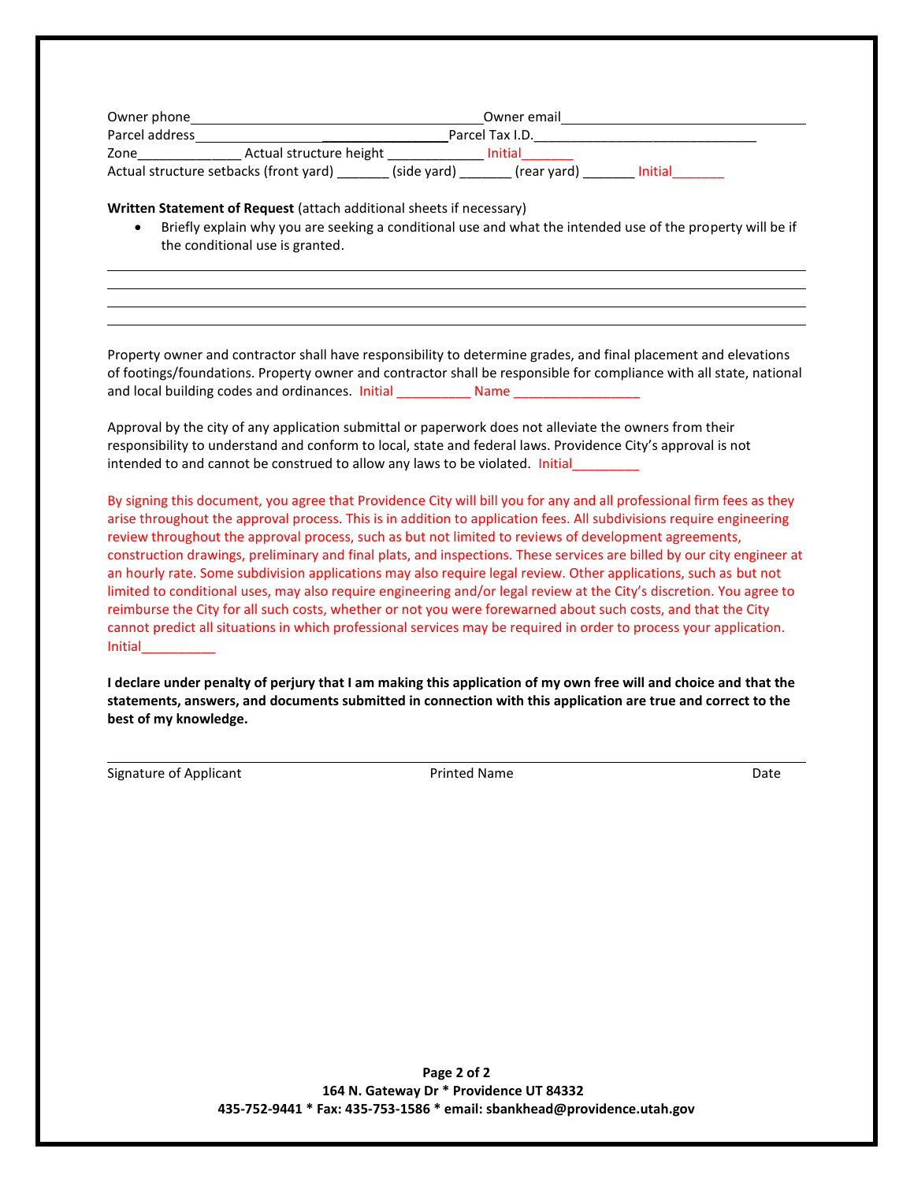Owner phone_______________________________________Owner email________________________________

Parcel address_________________________________Parcel Tax I.D.______________________________

Zone______________ Actual structure height _____________ Initial_______

Actual structure setbacks (front yard) _______ (side yard) _______ (rear yard) _______ Initial_______

**Written Statement of Request** (attach additional sheets if necessary)

- Briefly explain why you are seeking a conditional use and what the intended use of the property will be if the conditional use is granted.

________________________________________________________________________________

________________________________________________________________________________

________________________________________________________________________________

________________________________________________________________________________

Property owner and contractor shall have responsibility to determine grades, and final placement and elevations of footings/foundations. Property owner and contractor shall be responsible for compliance with all state, national and local building codes and ordinances. Initial __________ Name _________________

Approval by the city of any application submittal or paperwork does not alleviate the owners from their responsibility to understand and conform to local, state and federal laws. Providence City's approval is not intended to and cannot be construed to allow any laws to be violated. Initial_________

By signing this document, you agree that Providence City will bill you for any and all professional firm fees as they arise throughout the approval process. This is in addition to application fees. All subdivisions require engineering review throughout the approval process, such as but not limited to reviews of development agreements, construction drawings, preliminary and final plats, and inspections. These services are billed by our city engineer at an hourly rate. Some subdivision applications may also require legal review. Other applications, such as but not limited to conditional uses, may also require engineering and/or legal review at the City's discretion. You agree to reimburse the City for all such costs, whether or not you were forewarned about such costs, and that the City cannot predict all situations in which professional services may be required in order to process your application. Initial__________

**I declare under penalty of perjury that I am making this application of my own free will and choice and that the statements, answers, and documents submitted in connection with this application are true and correct to the best of my knowledge.**

________________________________________________________________________________

Signature of Applicant Printed Name Date

**164 N. Gateway Dr * Providence UT 84332**

**435-752-9441 * Fax: 435-753-1586 * email: sbankhead@providence.utah.gov**